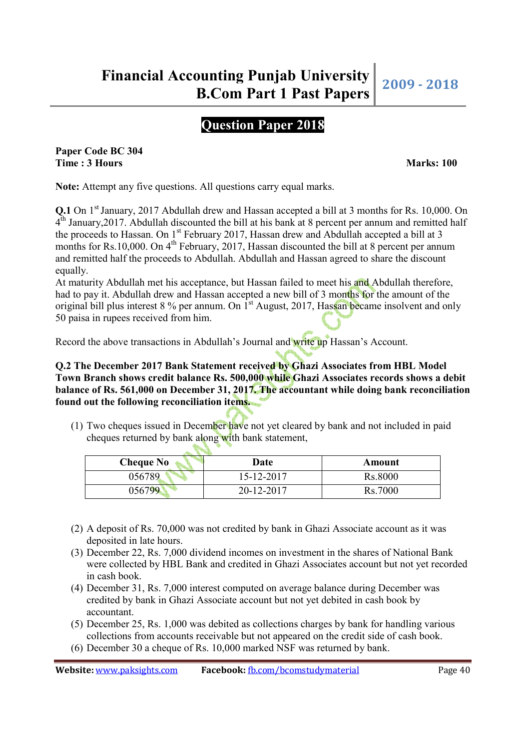# Question Paper 2018

**Paper Code BC 304**
**Time : 3 Hours** **Marks: 100**

**Note:** Attempt any five questions. All questions carry equal marks.

**Q.1** On 1st January, 2017 Abdullah drew and Hassan accepted a bill at 3 months for Rs. 10,000. On 4th January,2017. Abdullah discounted the bill at his bank at 8 percent per annum and remitted half the proceeds to Hassan. On 1st February 2017, Hassan drew and Abdullah accepted a bill at 3 months for Rs.10,000. On 4th February, 2017, Hassan discounted the bill at 8 percent per annum and remitted half the proceeds to Abdullah. Abdullah and Hassan agreed to share the discount equally.

At maturity Abdullah met his acceptance, but Hassan failed to meet his and Abdullah therefore, had to pay it. Abdullah drew and Hassan accepted a new bill of 3 months for the amount of the original bill plus interest 8 % per annum. On 1st August, 2017, Hassan became insolvent and only 50 paisa in rupees received from him.

Record the above transactions in Abdullah's Journal and write up Hassan's Account.

**Q.2 The December 2017 Bank Statement received by Ghazi Associates from HBL Model Town Branch shows credit balance Rs. 500,000 while Ghazi Associates records shows a debit balance of Rs. 561,000 on December 31, 2017. The accountant while doing bank reconciliation found out the following reconciliation items.**

(1) Two cheques issued in December have not yet cleared by bank and not included in paid cheques returned by bank along with bank statement,

| Cheque No | Date | Amount |
|---|---|---|
| 056789 | 15-12-2017 | Rs.8000 |
| 056799 | 20-12-2017 | Rs.7000 |

(2) A deposit of Rs. 70,000 was not credited by bank in Ghazi Associate account as it was deposited in late hours.
(3) December 22, Rs. 7,000 dividend incomes on investment in the shares of National Bank were collected by HBL Bank and credited in Ghazi Associates account but not yet recorded in cash book.
(4) December 31, Rs. 7,000 interest computed on average balance during December was credited by bank in Ghazi Associate account but not yet debited in cash book by accountant.
(5) December 25, Rs. 1,000 was debited as collections charges by bank for handling various collections from accounts receivable but not appeared on the credit side of cash book.
(6) December 30 a cheque of Rs. 10,000 marked NSF was returned by bank.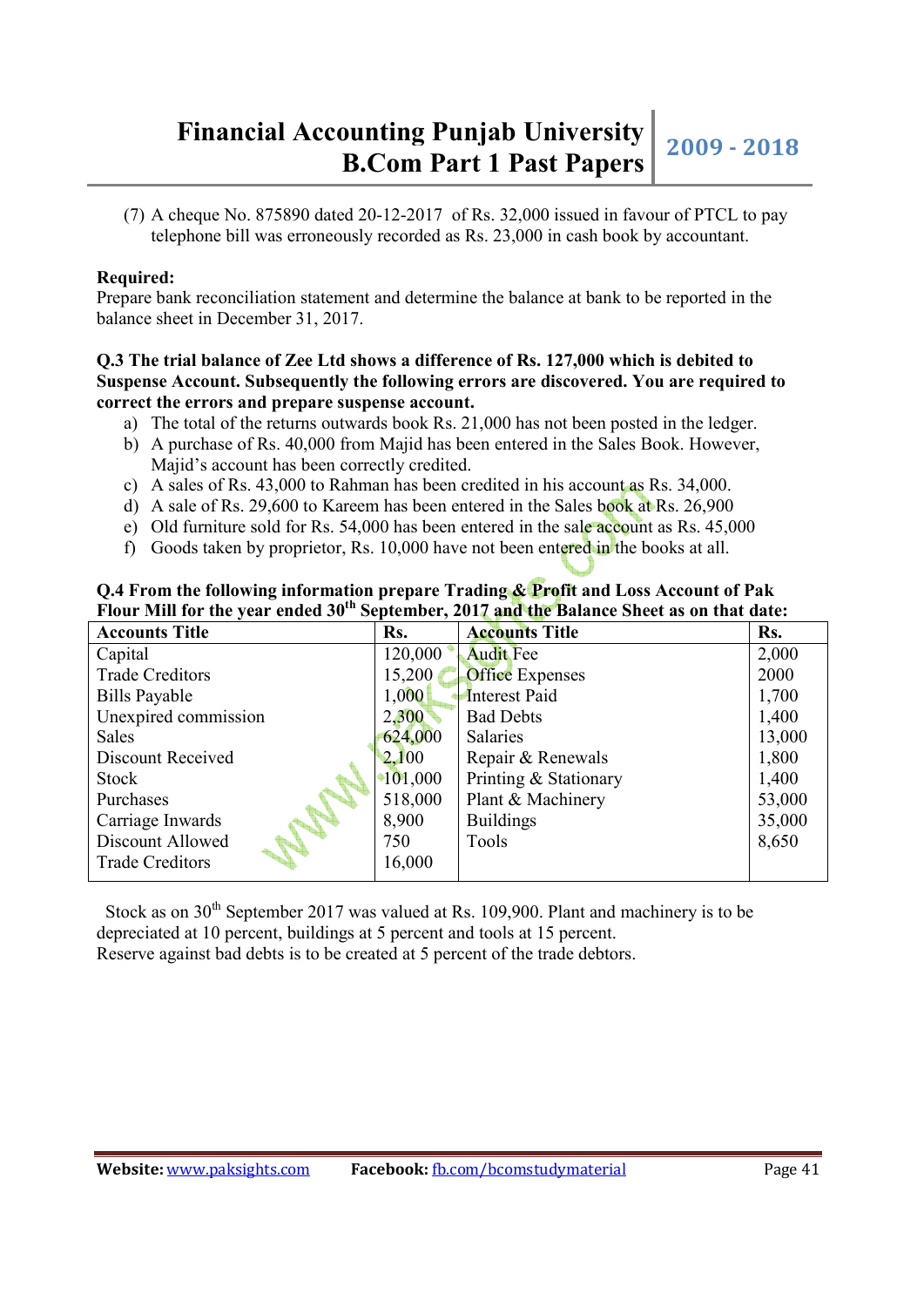(7) A cheque No. 875890 dated 20-12-2017 of Rs. 32,000 issued in favour of PTCL to pay telephone bill was erroneously recorded as Rs. 23,000 in cash book by accountant.

**Required:**
Prepare bank reconciliation statement and determine the balance at bank to be reported in the balance sheet in December 31, 2017.

**Q.3 The trial balance of Zee Ltd shows a difference of Rs. 127,000 which is debited to Suspense Account. Subsequently the following errors are discovered. You are required to correct the errors and prepare suspense account.**

a) The total of the returns outwards book Rs. 21,000 has not been posted in the ledger.
b) A purchase of Rs. 40,000 from Majid has been entered in the Sales Book. However, Majid's account has been correctly credited.
c) A sales of Rs. 43,000 to Rahman has been credited in his account as Rs. 34,000.
d) A sale of Rs. 29,600 to Kareem has been entered in the Sales book at Rs. 26,900
e) Old furniture sold for Rs. 54,000 has been entered in the sale account as Rs. 45,000
f) Goods taken by proprietor, Rs. 10,000 have not been entered in the books at all.

**Q.4 From the following information prepare Trading & Profit and Loss Account of Pak Flour Mill for the year ended 30th September, 2017 and the Balance Sheet as on that date:**

| Accounts Title | Rs. | Accounts Title | Rs. |
|---|---|---|---|
| Capital | 120,000 | Audit Fee | 2,000 |
| Trade Creditors | 15,200 | Office Expenses | 2000 |
| Bills Payable | 1,000 | Interest Paid | 1,700 |
| Unexpired commission | 2,300 | Bad Debts | 1,400 |
| Sales | 624,000 | Salaries | 13,000 |
| Discount Received | 2,100 | Repair & Renewals | 1,800 |
| Stock | 101,000 | Printing & Stationary | 1,400 |
| Purchases | 518,000 | Plant & Machinery | 53,000 |
| Carriage Inwards | 8,900 | Buildings | 35,000 |
| Discount Allowed | 750 | Tools | 8,650 |
| Trade Creditors | 16,000 | | |

Stock as on 30th September 2017 was valued at Rs. 109,900. Plant and machinery is to be depreciated at 10 percent, buildings at 5 percent and tools at 15 percent.
Reserve against bad debts is to be created at 5 percent of the trade debtors.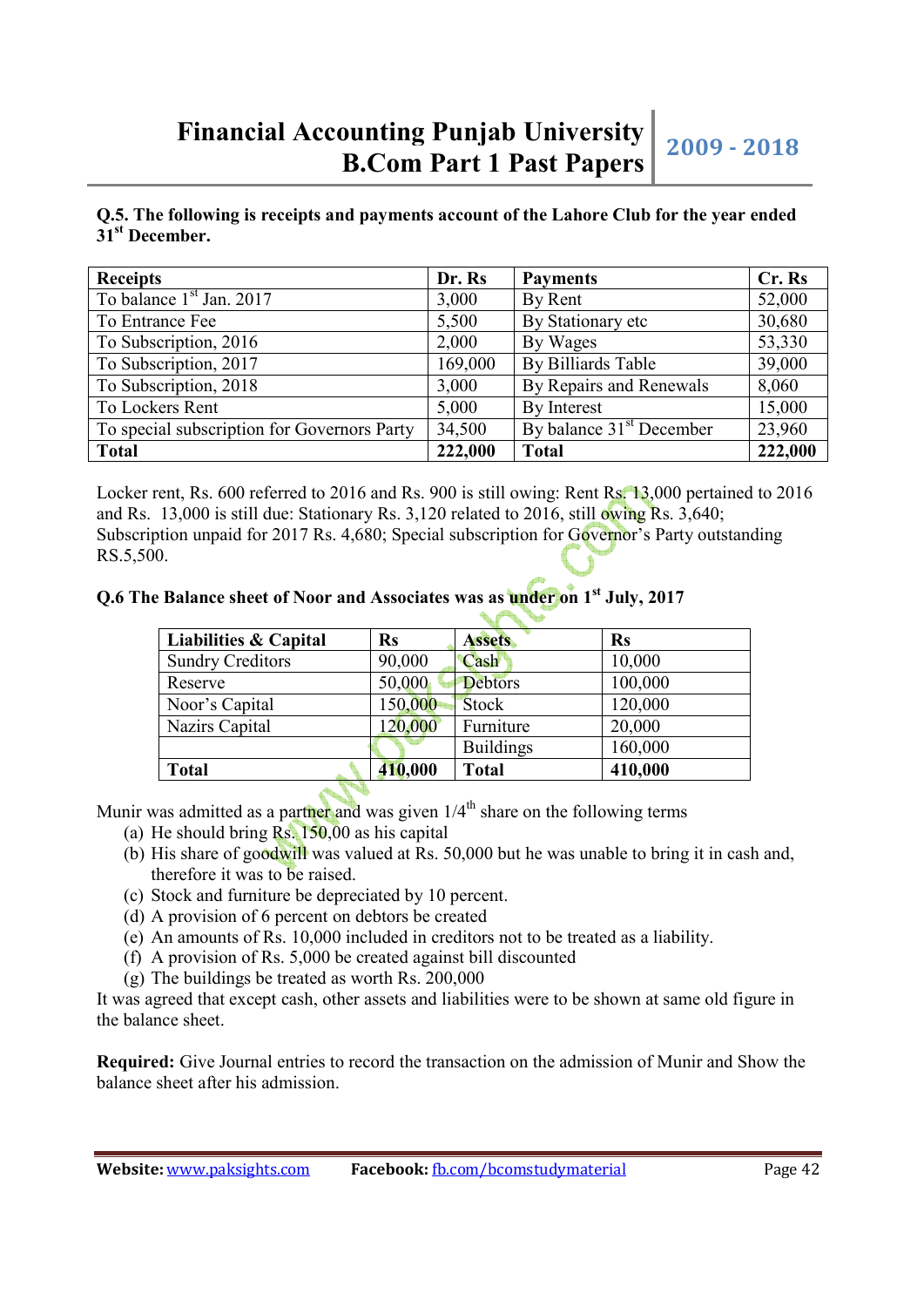**Q.5. The following is receipts and payments account of the Lahore Club for the year ended 31st December.**

| Receipts | Dr. Rs | Payments | Cr. Rs |
|---|---|---|---|
| To balance 1st Jan. 2017 | 3,000 | By Rent | 52,000 |
| To Entrance Fee | 5,500 | By Stationary etc | 30,680 |
| To Subscription, 2016 | 2,000 | By Wages | 53,330 |
| To Subscription, 2017 | 169,000 | By Billiards Table | 39,000 |
| To Subscription, 2018 | 3,000 | By Repairs and Renewals | 8,060 |
| To Lockers Rent | 5,000 | By Interest | 15,000 |
| To special subscription for Governors Party | 34,500 | By balance 31st December | 23,960 |
| **Total** | **222,000** | **Total** | **222,000** |

Locker rent, Rs. 600 referred to 2016 and Rs. 900 is still owing: Rent Rs. 13,000 pertained to 2016 and Rs. 13,000 is still due: Stationary Rs. 3,120 related to 2016, still owing Rs. 3,640; Subscription unpaid for 2017 Rs. 4,680; Special subscription for Governor's Party outstanding RS.5,500.

**Q.6 The Balance sheet of Noor and Associates was as under on 1st July, 2017**

| Liabilities & Capital | Rs | Assets | Rs |
|---|---|---|---|
| Sundry Creditors | 90,000 | Cash | 10,000 |
| Reserve | 50,000 | Debtors | 100,000 |
| Noor's Capital | 150,000 | Stock | 120,000 |
| Nazirs Capital | 120,000 | Furniture | 20,000 |
| | | Buildings | 160,000 |
| **Total** | **410,000** | **Total** | **410,000** |

Munir was admitted as a partner and was given 1/4th share on the following terms

(a) He should bring Rs. 150,00 as his capital
(b) His share of goodwill was valued at Rs. 50,000 but he was unable to bring it in cash and, therefore it was to be raised.
(c) Stock and furniture be depreciated by 10 percent.
(d) A provision of 6 percent on debtors be created
(e) An amounts of Rs. 10,000 included in creditors not to be treated as a liability.
(f) A provision of Rs. 5,000 be created against bill discounted
(g) The buildings be treated as worth Rs. 200,000

It was agreed that except cash, other assets and liabilities were to be shown at same old figure in the balance sheet.

**Required:** Give Journal entries to record the transaction on the admission of Munir and Show the balance sheet after his admission.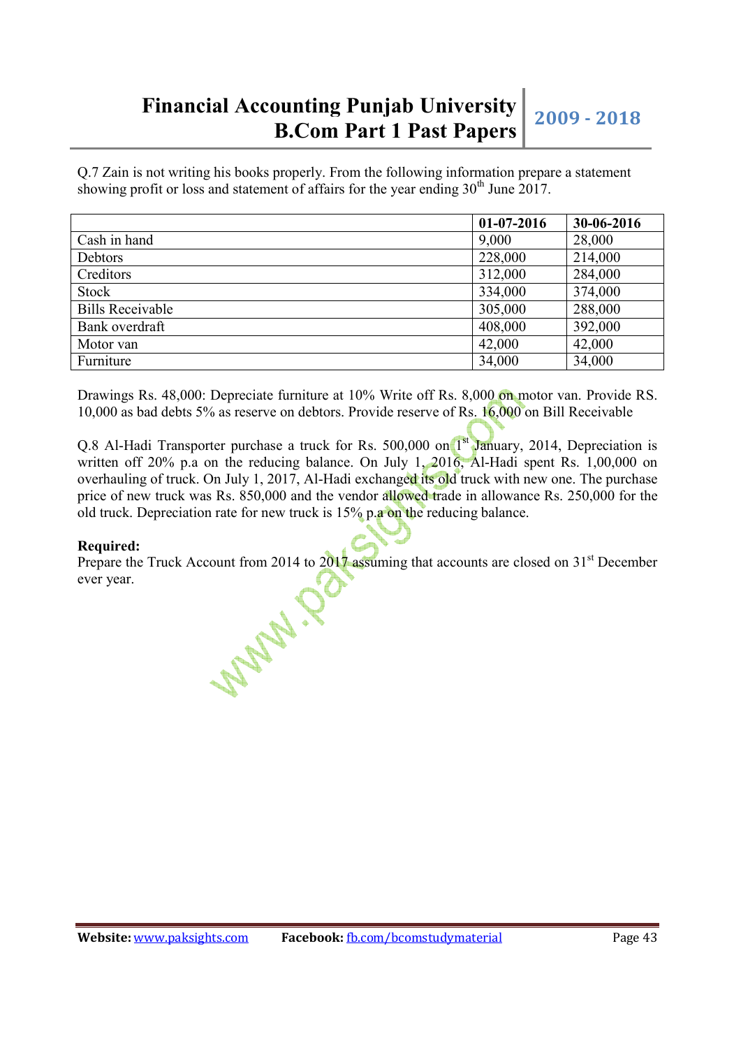Q.7 Zain is not writing his books properly. From the following information prepare a statement showing profit or loss and statement of affairs for the year ending 30th June 2017.

| | 01-07-2016 | 30-06-2016 |
|---|---|---|
| Cash in hand | 9,000 | 28,000 |
| Debtors | 228,000 | 214,000 |
| Creditors | 312,000 | 284,000 |
| Stock | 334,000 | 374,000 |
| Bills Receivable | 305,000 | 288,000 |
| Bank overdraft | 408,000 | 392,000 |
| Motor van | 42,000 | 42,000 |
| Furniture | 34,000 | 34,000 |

Drawings Rs. 48,000: Depreciate furniture at 10% Write off Rs. 8,000 on motor van. Provide RS. 10,000 as bad debts 5% as reserve on debtors. Provide reserve of Rs. 16,000 on Bill Receivable

Q.8 Al-Hadi Transporter purchase a truck for Rs. 500,000 on 1st January, 2014, Depreciation is written off 20% p.a on the reducing balance. On July 1, 2016, Al-Hadi spent Rs. 1,00,000 on overhauling of truck. On July 1, 2017, Al-Hadi exchanged its old truck with new one. The purchase price of new truck was Rs. 850,000 and the vendor allowed trade in allowance Rs. 250,000 for the old truck. Depreciation rate for new truck is 15% p.a on the reducing balance.

**Required:**
Prepare the Truck Account from 2014 to 2017 assuming that accounts are closed on 31st December ever year.